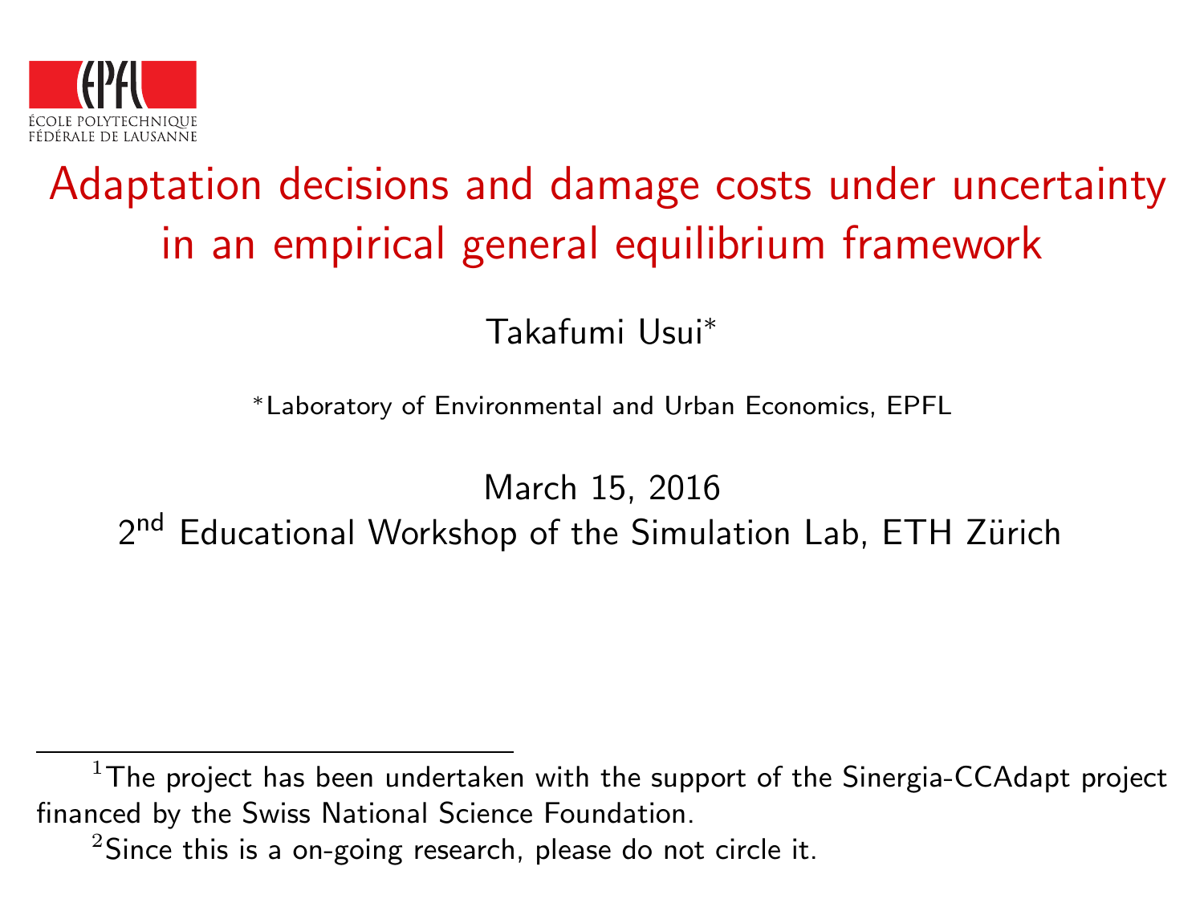ÉCOLE POLYTECHNIQUE FÉDÉRALE DE LAUSANNE

# Adaptation decisions and damage costs under uncertainty in an empirical general equilibrium framework

Takafumi Usui*

*Laboratory of Environmental and Urban Economics, EPFL

March 15, 2016

2nd Educational Workshop of the Simulation Lab, ETH Zürich

---

[1] The project has been undertaken with the support of the Sinergia-CCAdapt project financed by the Swiss National Science Foundation.

[2] Since this is a on-going research, please do not circle it.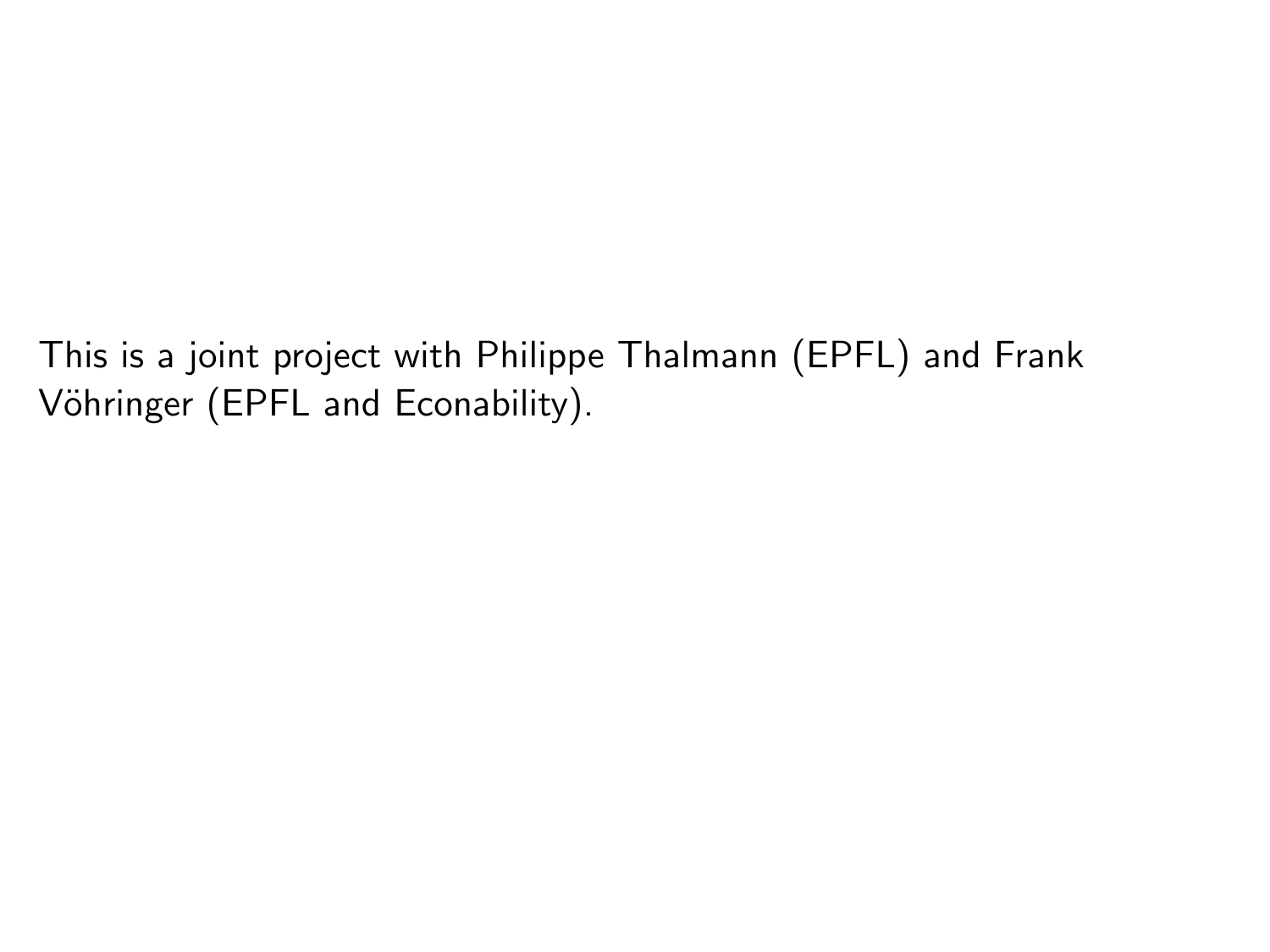This is a joint project with Philippe Thalmann (EPFL) and Frank Vöhringer (EPFL and Econability).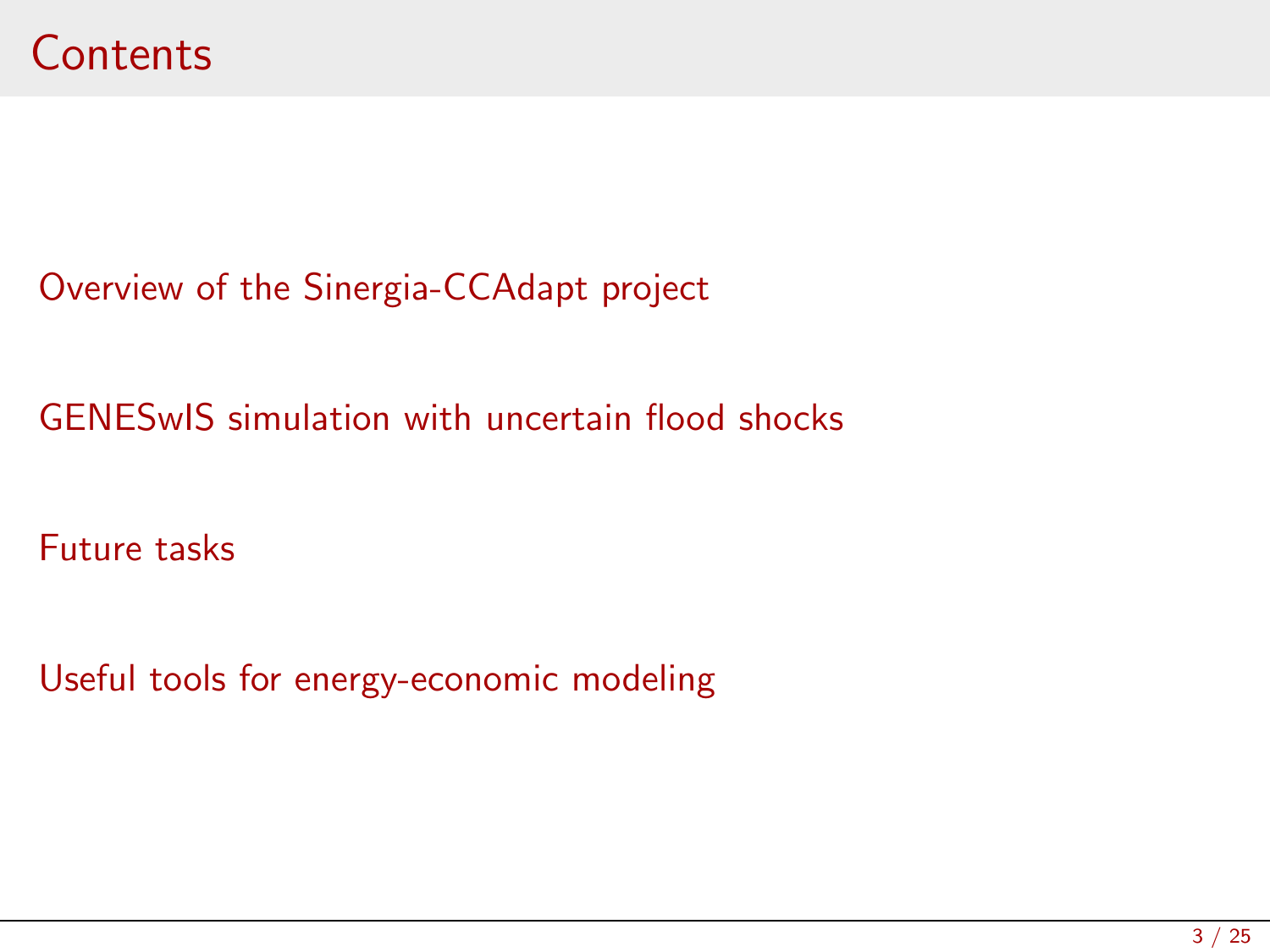# Contents

Overview of the Sinergia-CCAdapt project

GENESwIS simulation with uncertain flood shocks

Future tasks

Useful tools for energy-economic modeling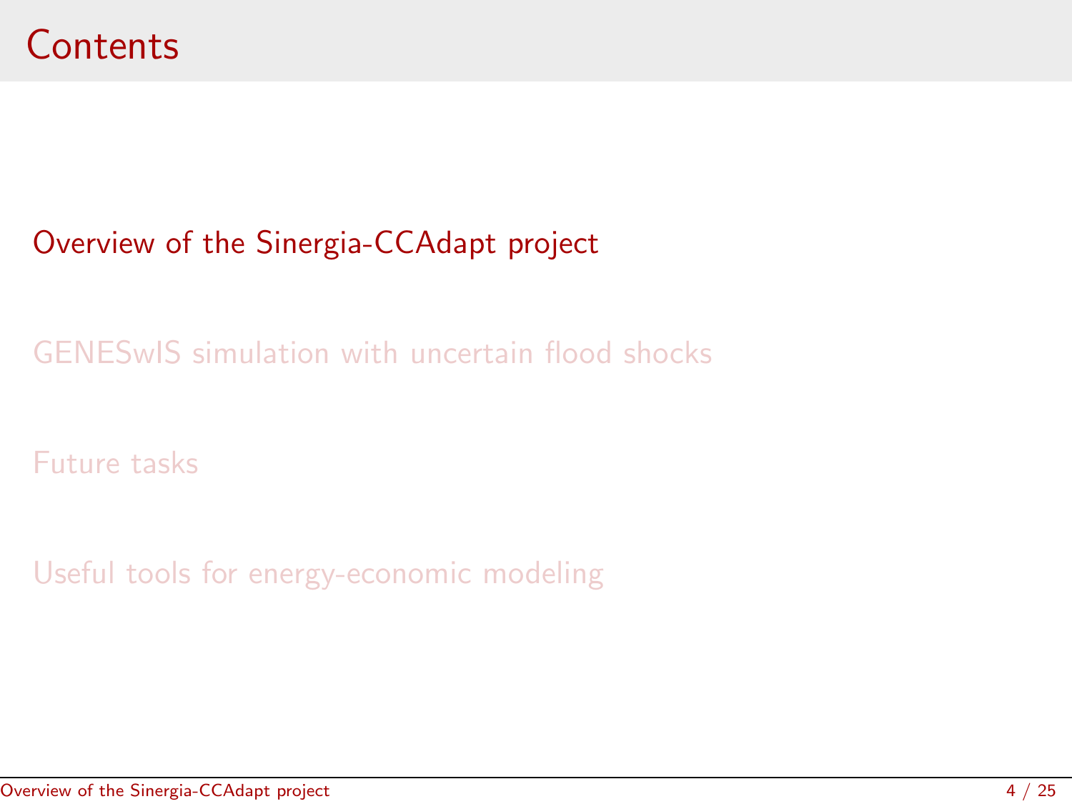# Contents

Overview of the Sinergia-CCAdapt project

GENESwIS simulation with uncertain flood shocks

Future tasks

Useful tools for energy-economic modeling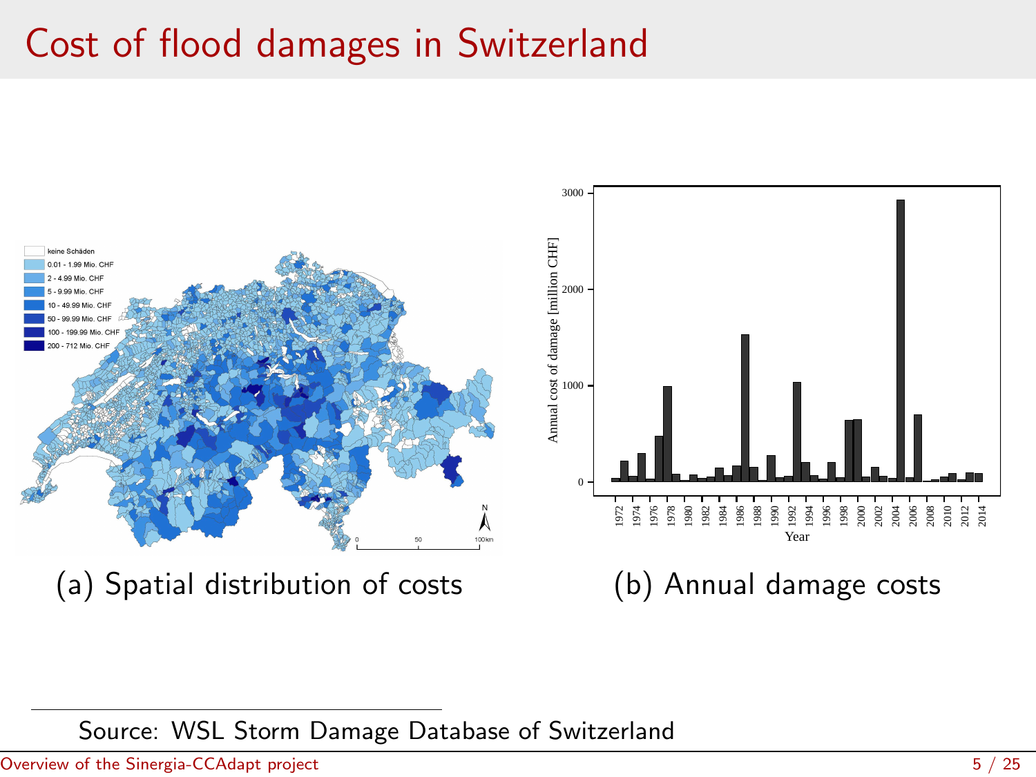# Cost of flood damages in Switzerland

(a) Spatial distribution of costs

(b) Annual damage costs

Source: WSL Storm Damage Database of Switzerland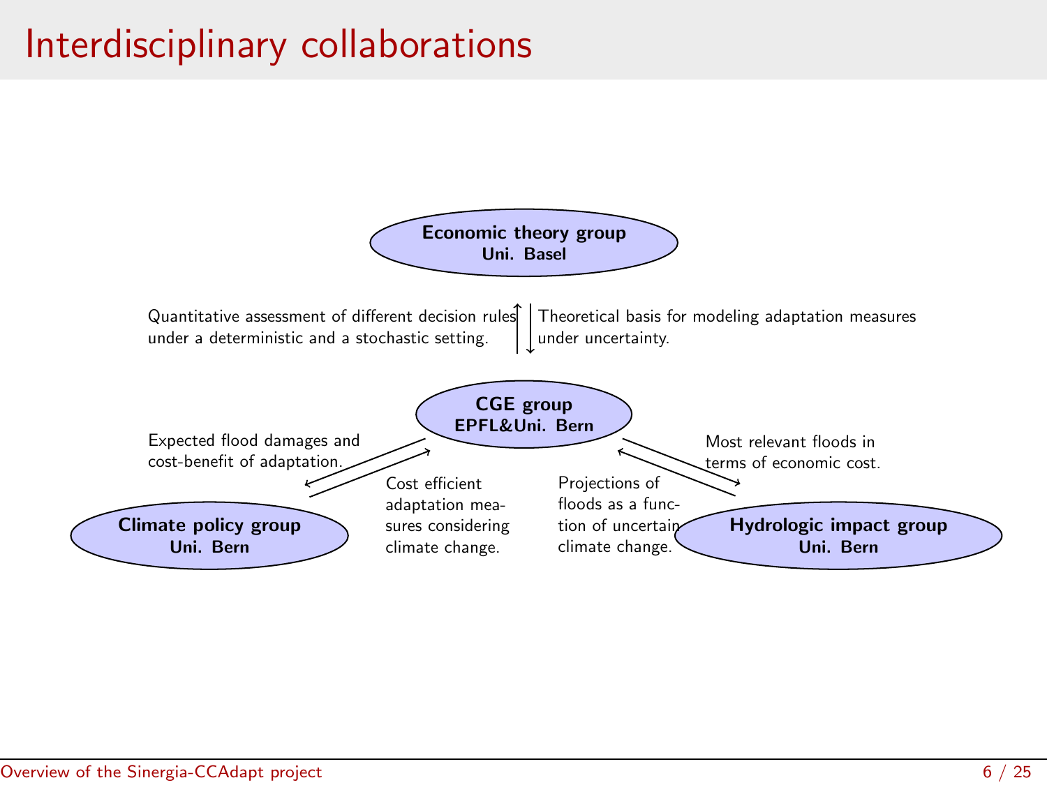# Interdisciplinary collaborations

**Economic theory group**
**Uni. Basel**

Quantitative assessment of different decision rules under a deterministic and a stochastic setting.

Theoretical basis for modeling adaptation measures under uncertainty.

**CGE group**
**EPFL&Uni. Bern**

Expected flood damages and cost-benefit of adaptation.

Cost efficient adaptation measures considering climate change.

Projections of floods as a function of uncertain climate change.

Most relevant floods in terms of economic cost.

**Climate policy group**
**Uni. Bern**

**Hydrologic impact group**
**Uni. Bern**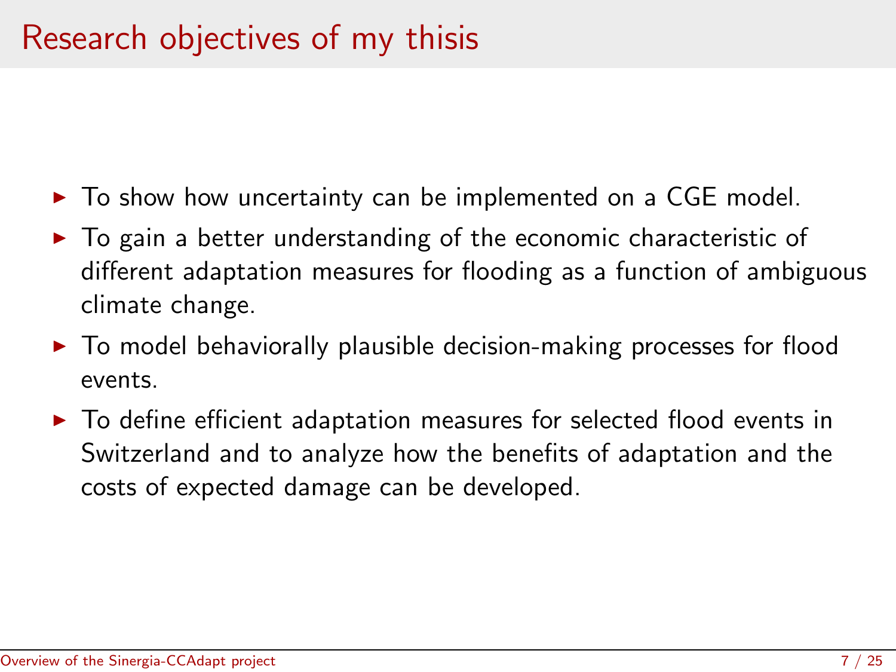# Research objectives of my thisis

- To show how uncertainty can be implemented on a CGE model.
- To gain a better understanding of the economic characteristic of different adaptation measures for flooding as a function of ambiguous climate change.
- To model behaviorally plausible decision-making processes for flood events.
- To define efficient adaptation measures for selected flood events in Switzerland and to analyze how the benefits of adaptation and the costs of expected damage can be developed.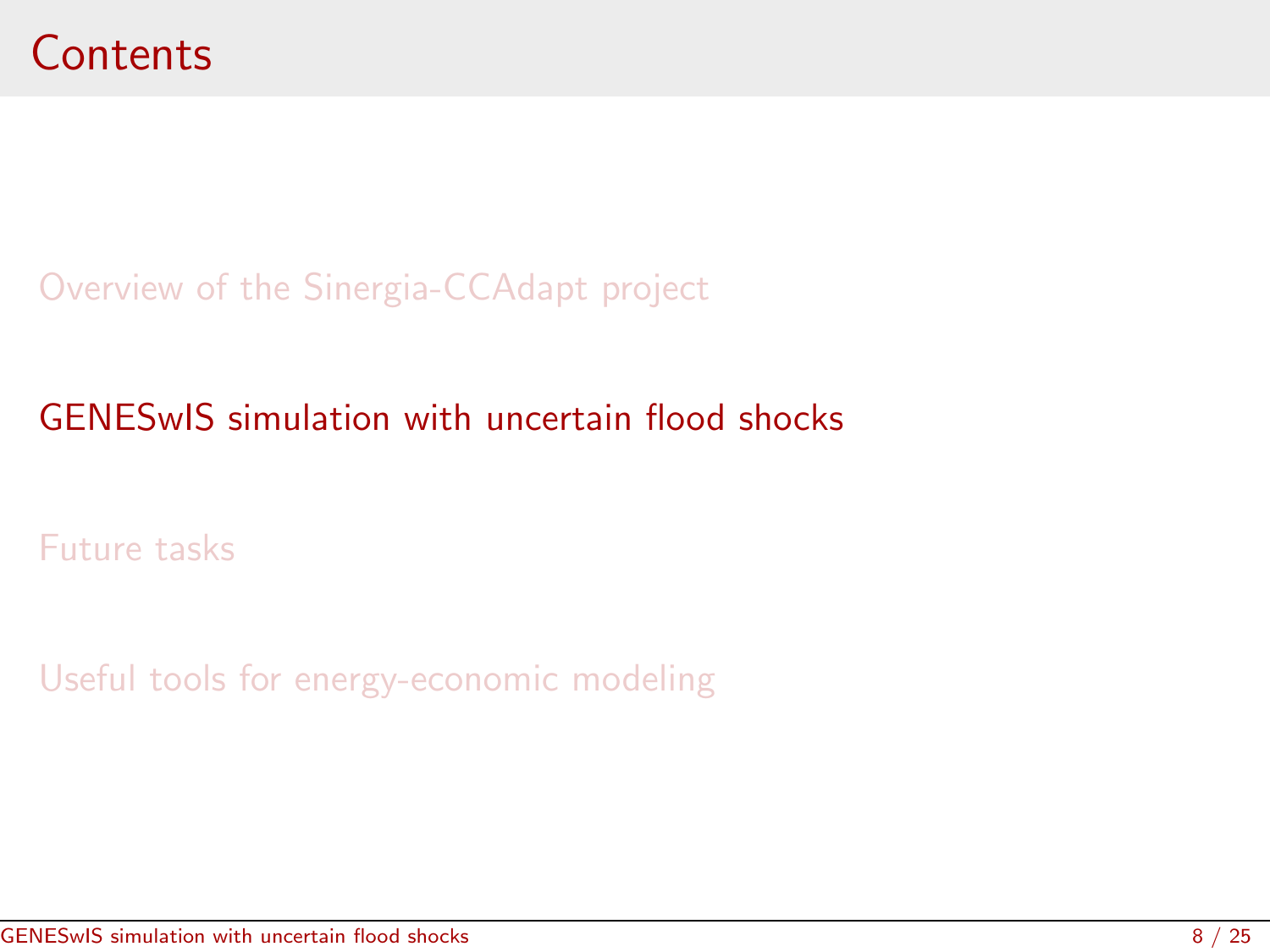# Contents

- Overview of the Sinergia-CCAdapt project
- GENESwIS simulation with uncertain flood shocks
- Future tasks
- Useful tools for energy-economic modeling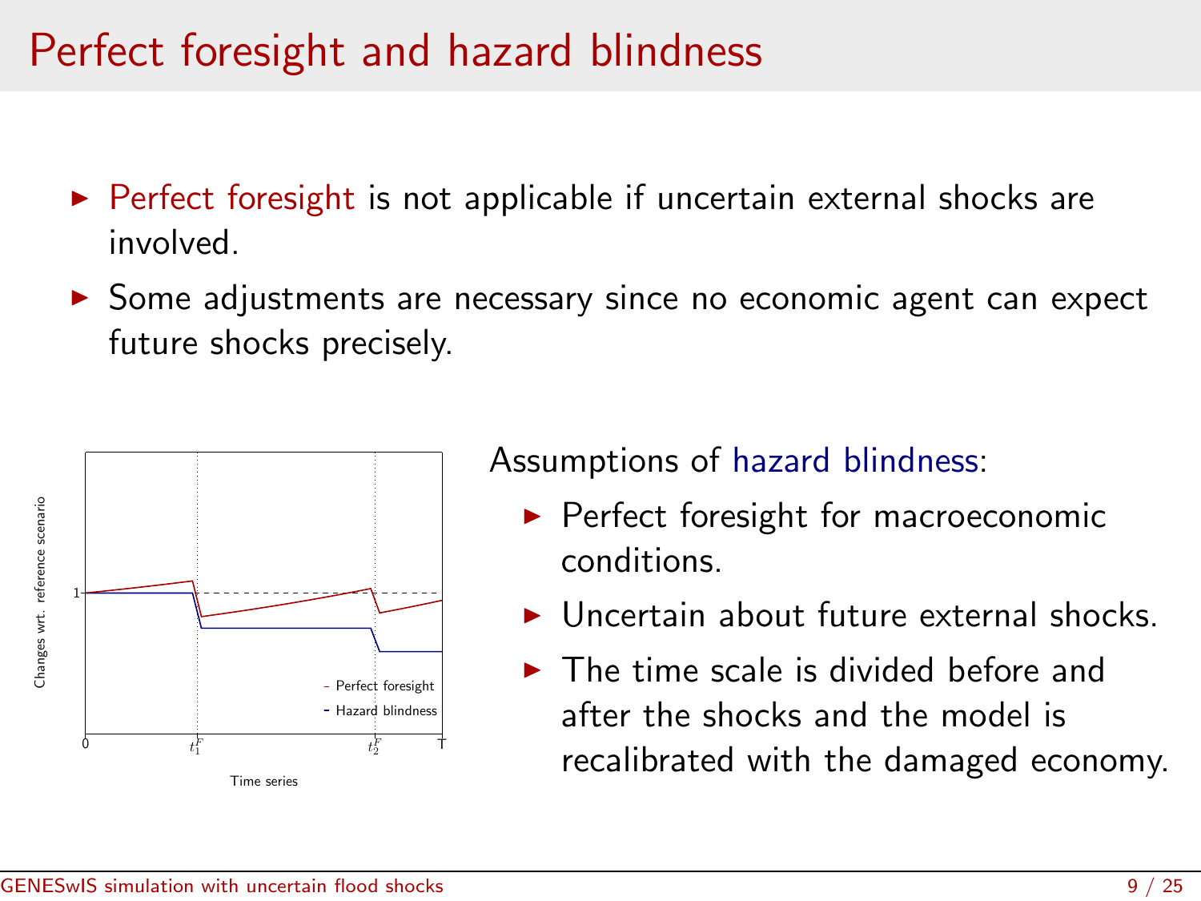# Perfect foresight and hazard blindness

- Perfect foresight is not applicable if uncertain external shocks are involved.
- Some adjustments are necessary since no economic agent can expect future shocks precisely.

Assumptions of hazard blindness:

- Perfect foresight for macroeconomic conditions.
- Uncertain about future external shocks.
- The time scale is divided before and after the shocks and the model is recalibrated with the damaged economy.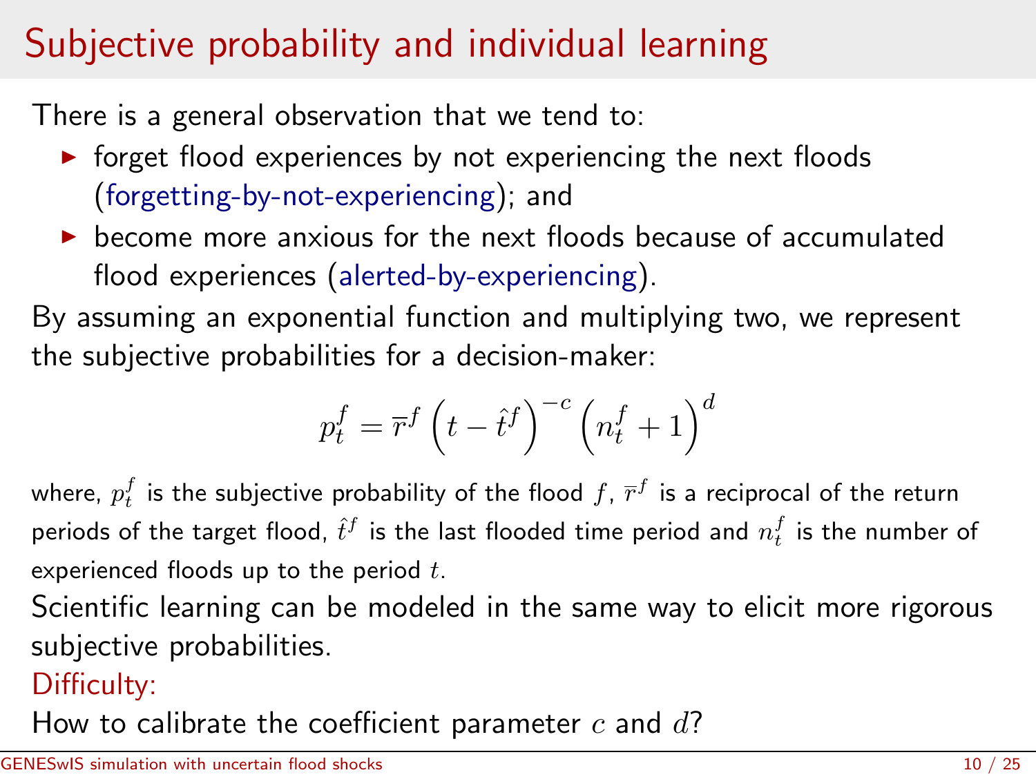# Subjective probability and individual learning

There is a general observation that we tend to:

- forget flood experiences by not experiencing the next floods (forgetting-by-not-experiencing); and
- become more anxious for the next floods because of accumulated flood experiences (alerted-by-experiencing).

By assuming an exponential function and multiplying two, we represent the subjective probabilities for a decision-maker:

$$p_t^f = \overline{r}^f \left(t - \hat{t}^f\right)^{-c} \left(n_t^f + 1\right)^d$$

where, $p_t^f$ is the subjective probability of the flood $f$, $\overline{r}^f$ is a reciprocal of the return periods of the target flood, $\hat{t}^f$ is the last flooded time period and $n_t^f$ is the number of experienced floods up to the period $t$.

Scientific learning can be modeled in the same way to elicit more rigorous subjective probabilities.

Difficulty:

How to calibrate the coefficient parameter $c$ and $d$?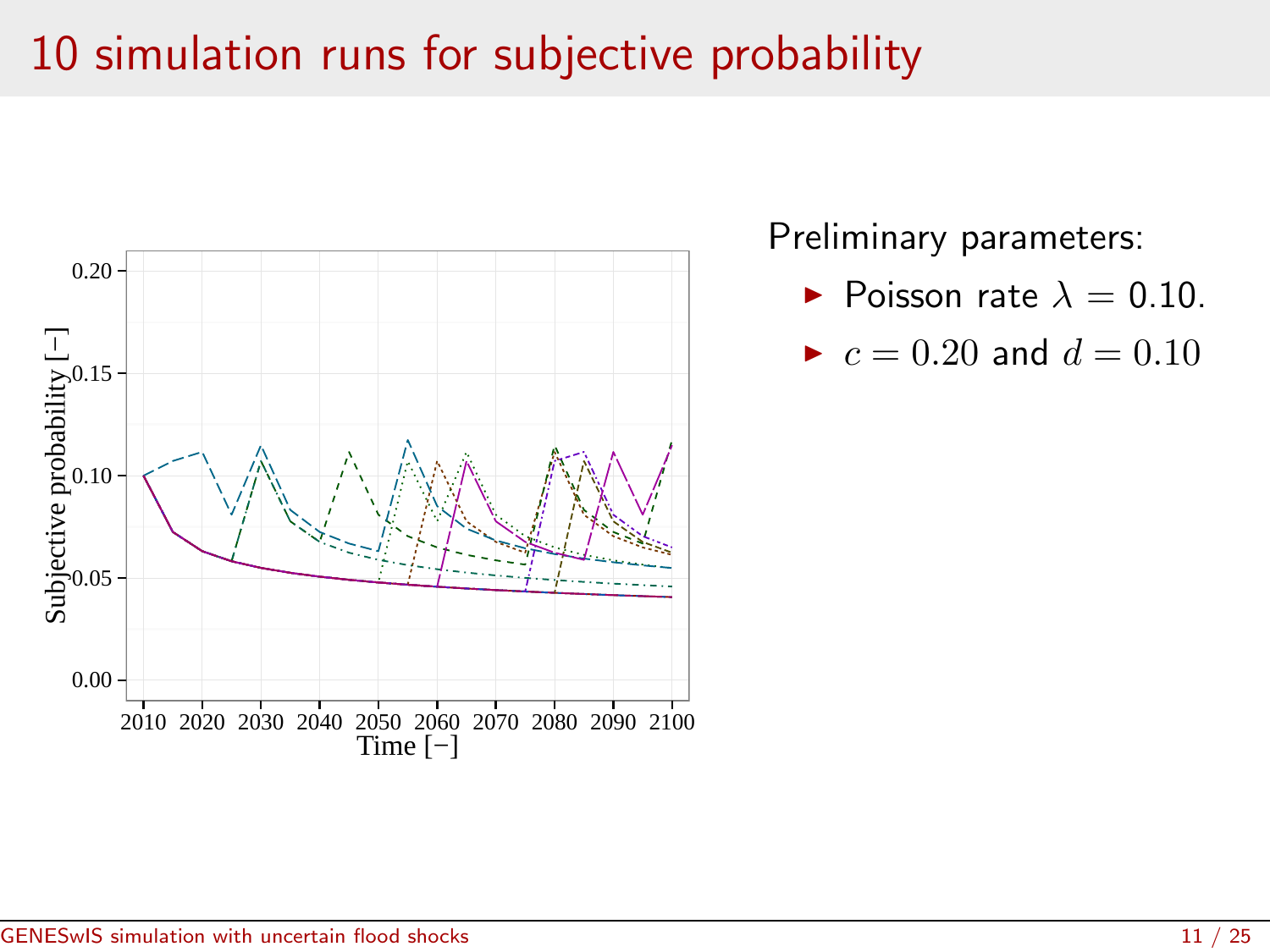# 10 simulation runs for subjective probability

Subjective probability [−]

0.20
0.15
0.10
0.05
0.00

2010 2020 2030 2040 2050 2060 2070 2080 2090 2100

Time [−]

Preliminary parameters:

- Poisson rate $\lambda = 0.10$.
- $c = 0.20$ and $d = 0.10$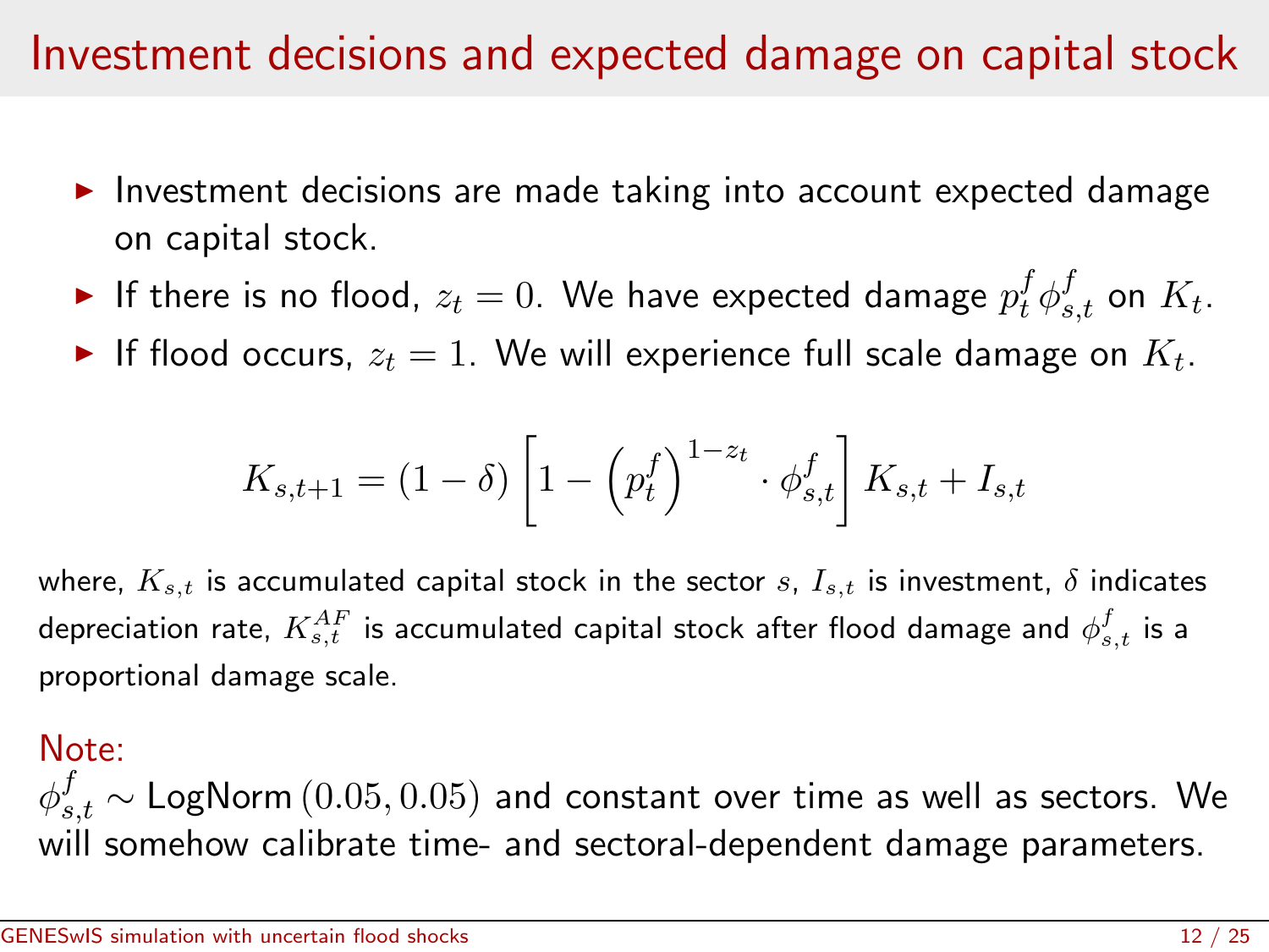# Investment decisions and expected damage on capital stock

- Investment decisions are made taking into account expected damage on capital stock.
- If there is no flood, $z_t = 0$. We have expected damage $p_t^f \phi_{s,t}^f$ on $K_t$.
- If flood occurs, $z_t = 1$. We will experience full scale damage on $K_t$.

$$K_{s,t+1} = (1 - \delta) \left[ 1 - \left( p_t^f \right)^{1 - z_t} \cdot \phi_{s,t}^f \right] K_{s,t} + I_{s,t}$$

where, $K_{s,t}$ is accumulated capital stock in the sector $s$, $I_{s,t}$ is investment, $\delta$ indicates depreciation rate, $K_{s,t}^{AF}$ is accumulated capital stock after flood damage and $\phi_{s,t}^f$ is a proportional damage scale.

Note:
$\phi_{s,t}^f \sim \text{LogNorm}\,(0.05, 0.05)$ and constant over time as well as sectors. We will somehow calibrate time- and sectoral-dependent damage parameters.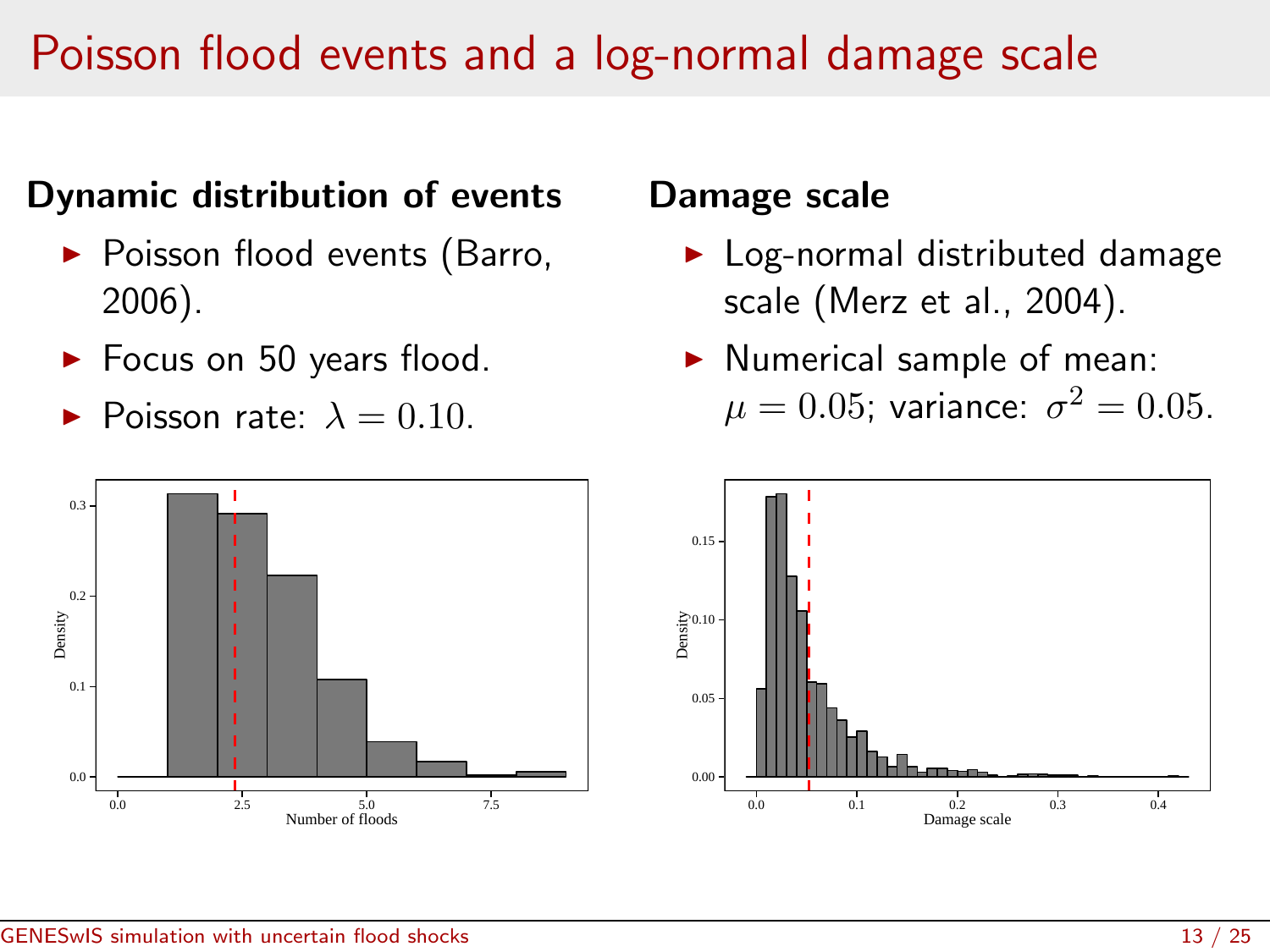# Poisson flood events and a log-normal damage scale

## Dynamic distribution of events

- Poisson flood events (Barro, 2006).
- Focus on 50 years flood.
- Poisson rate: $\lambda = 0.10$.

## Damage scale

- Log-normal distributed damage scale (Merz et al., 2004).
- Numerical sample of mean: $\mu = 0.05$; variance: $\sigma^2 = 0.05$.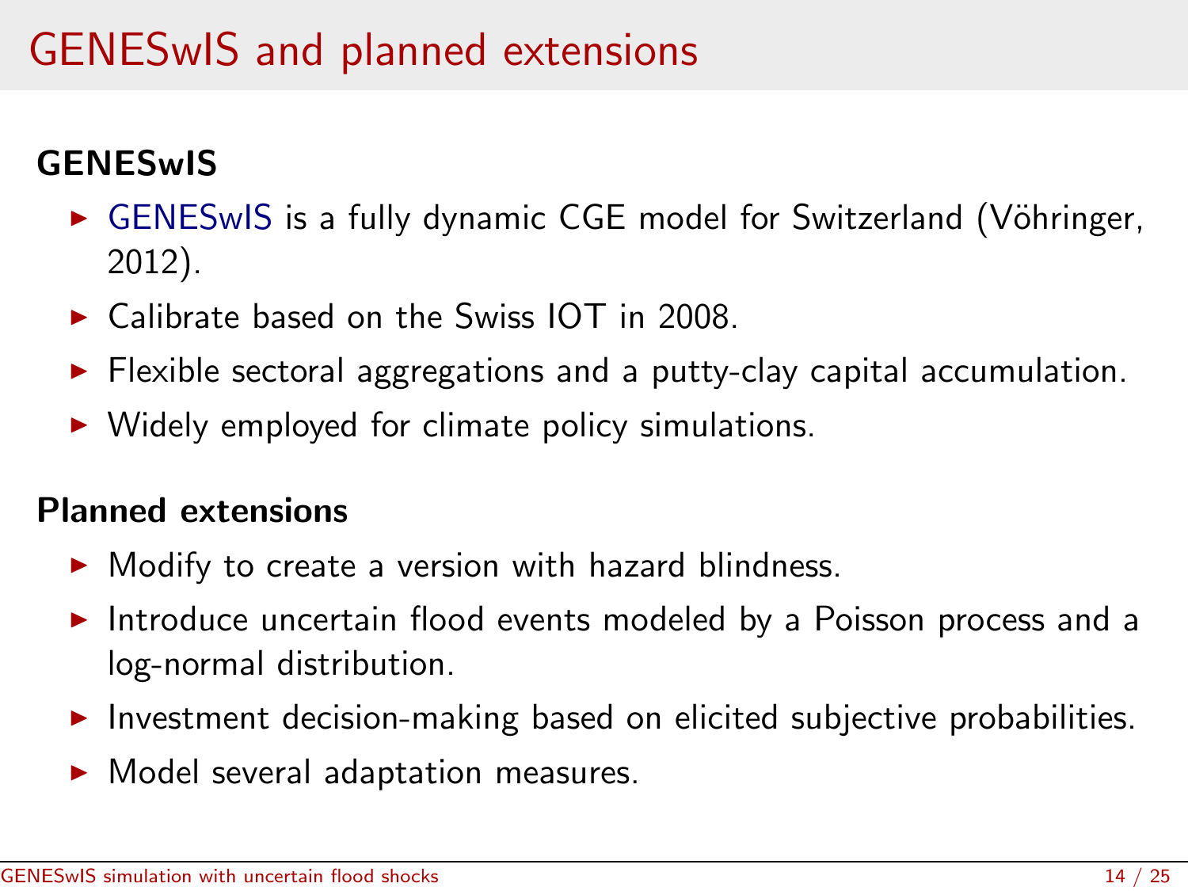# GENESwIS and planned extensions

### GENESwIS

- GENESwIS is a fully dynamic CGE model for Switzerland (Vöhringer, 2012).
- Calibrate based on the Swiss IOT in 2008.
- Flexible sectoral aggregations and a putty-clay capital accumulation.
- Widely employed for climate policy simulations.

### Planned extensions

- Modify to create a version with hazard blindness.
- Introduce uncertain flood events modeled by a Poisson process and a log-normal distribution.
- Investment decision-making based on elicited subjective probabilities.
- Model several adaptation measures.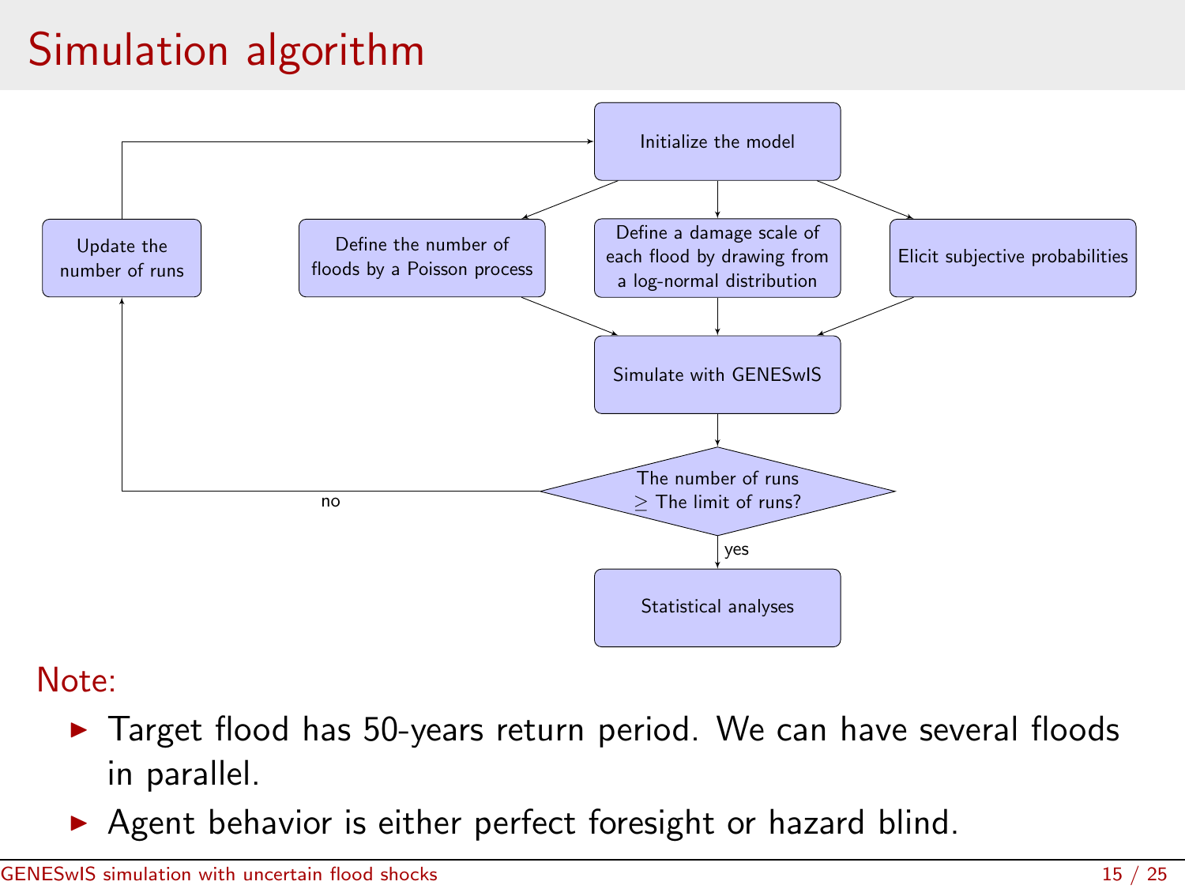# Simulation algorithm

Initialize the model

Define the number of floods by a Poisson process

Define a damage scale of each flood by drawing from a log-normal distribution

Elicit subjective probabilities

Simulate with GENESwIS

The number of runs $\geq$ The limit of runs?

no

Update the number of runs

yes

Statistical analyses

## Note:

- Target flood has 50-years return period. We can have several floods in parallel.
- Agent behavior is either perfect foresight or hazard blind.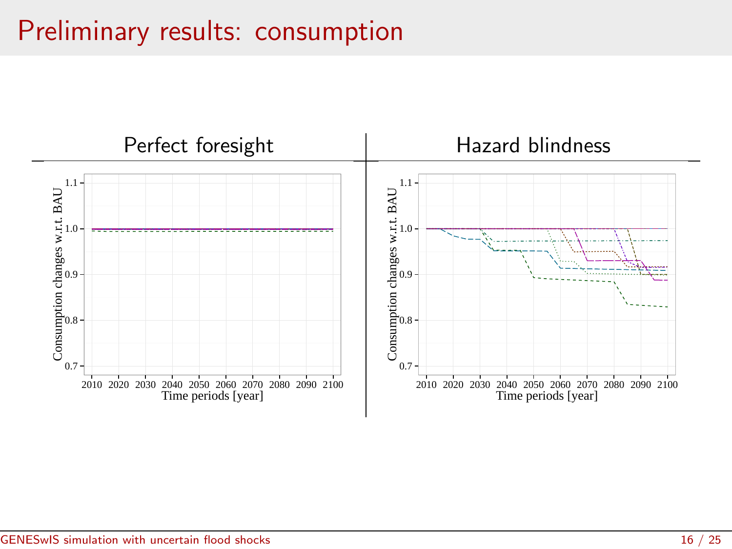# Preliminary results: consumption

| Perfect foresight | Hazard blindness |
| --- | --- |

Consumption changes w.r.t. BAU

1.1
1.0
0.9
0.8
0.7

2010 2020 2030 2040 2050 2060 2070 2080 2090 2100

Time periods [year]

Consumption changes w.r.t. BAU

1.1
1.0
0.9
0.8
0.7

2010 2020 2030 2040 2050 2060 2070 2080 2090 2100

Time periods [year]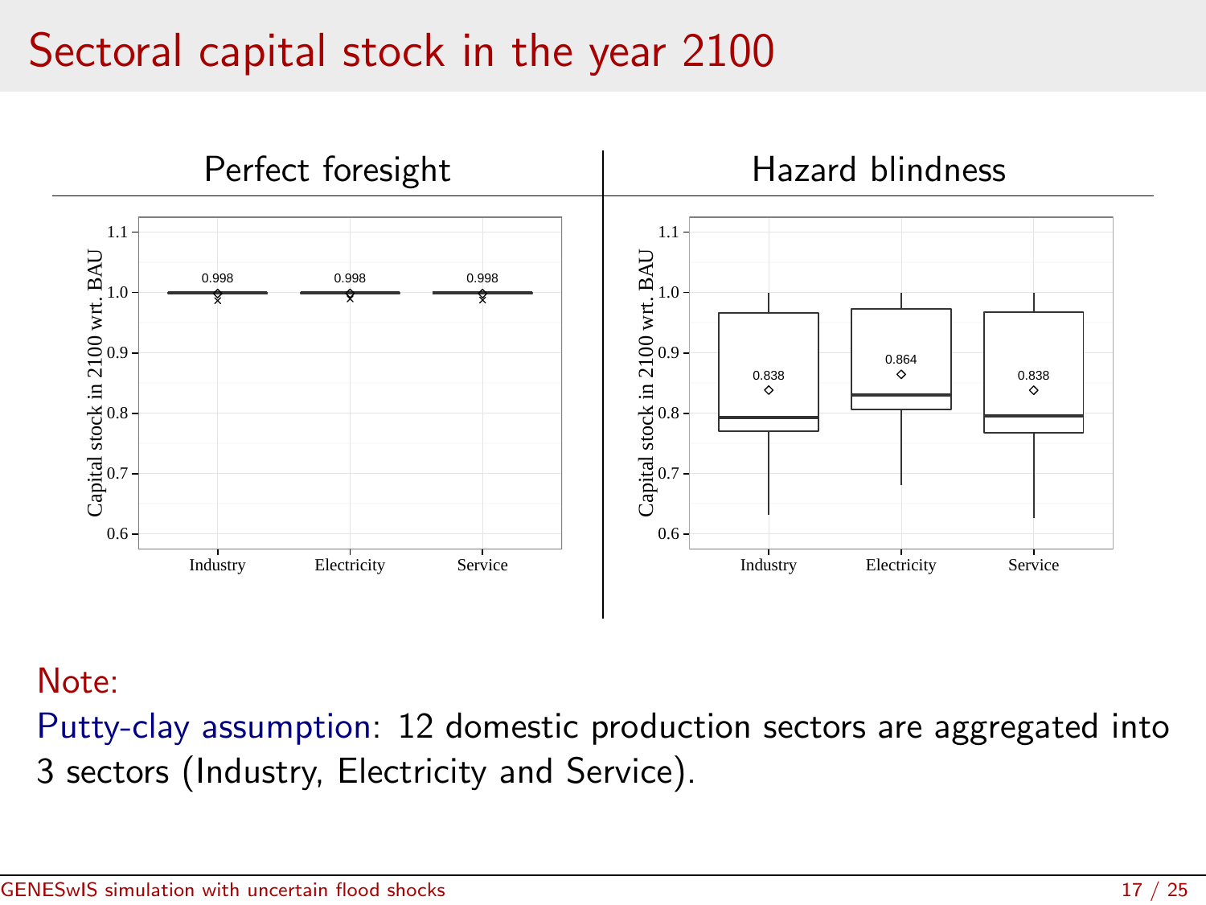# Sectoral capital stock in the year 2100

| Perfect foresight | Hazard blindness |
|---|---|
| Industry: 0.998 | Industry: 0.838 |
| Electricity: 0.998 | Electricity: 0.864 |
| Service: 0.998 | Service: 0.838 |

Capital stock in 2100 wrt. BAU

Note:

Putty-clay assumption: 12 domestic production sectors are aggregated into 3 sectors (Industry, Electricity and Service).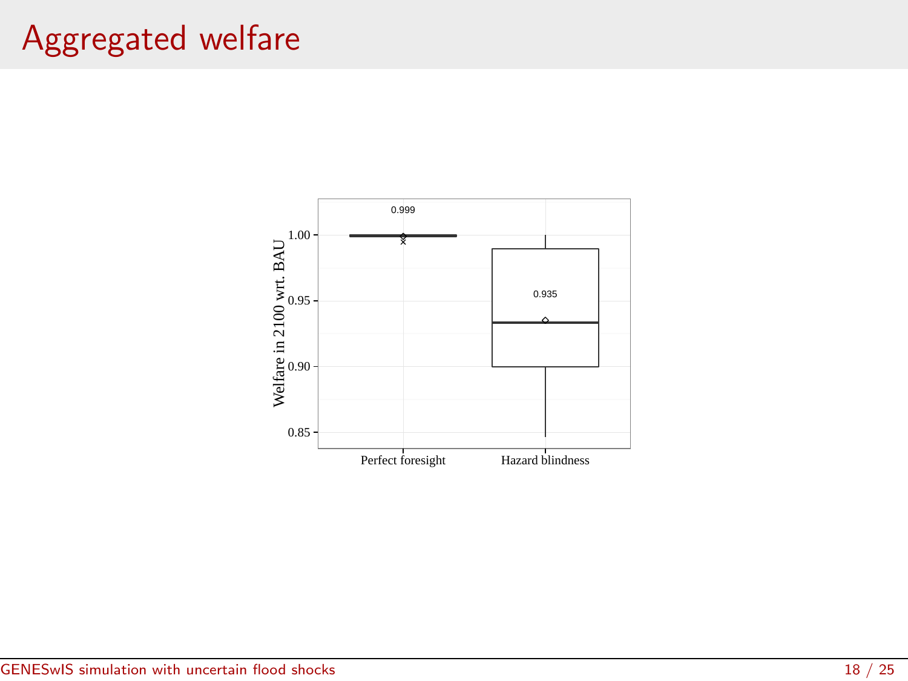# Aggregated welfare

Welfare in 2100 wrt. BAU

1.00
0.95
0.90
0.85

0.999
0.935

Perfect foresight
Hazard blindness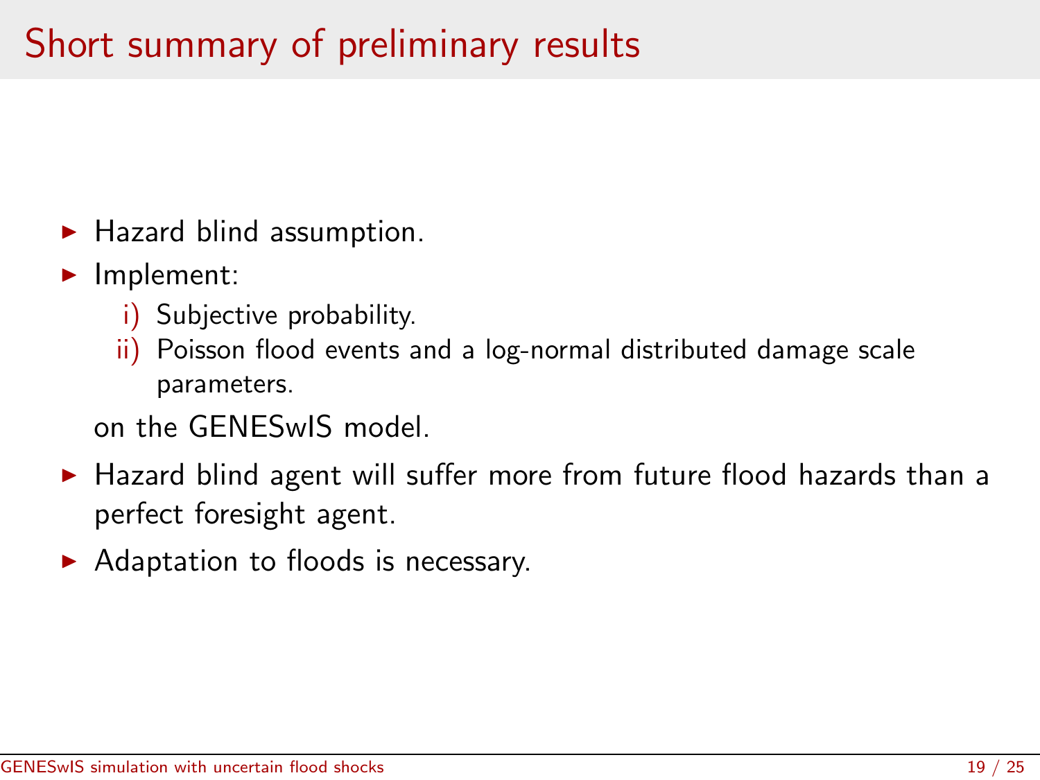# Short summary of preliminary results

- Hazard blind assumption.
- Implement:
  - i) Subjective probability.
  - ii) Poisson flood events and a log-normal distributed damage scale parameters.

  on the GENESwIS model.
- Hazard blind agent will suffer more from future flood hazards than a perfect foresight agent.
- Adaptation to floods is necessary.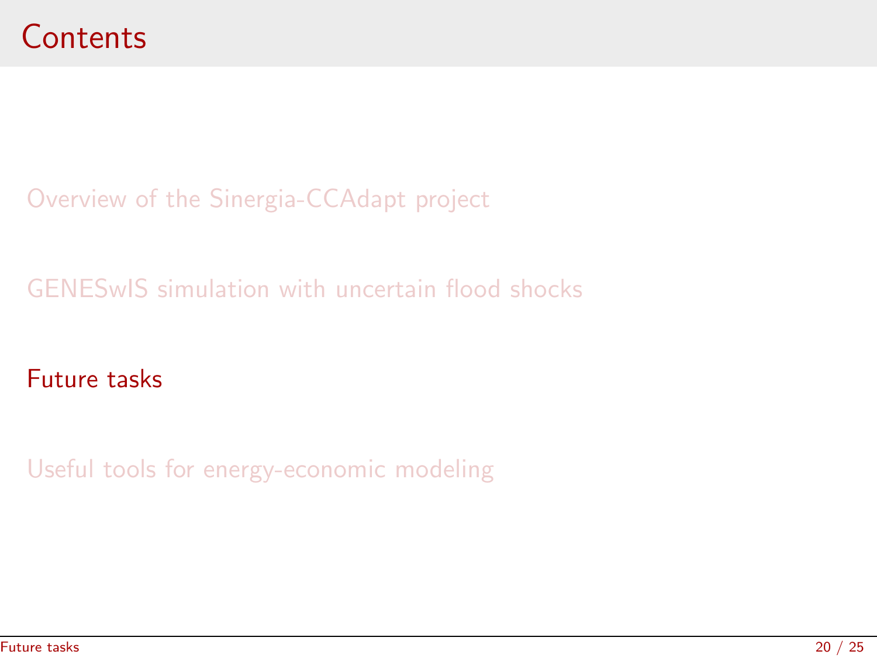# Contents

Overview of the Sinergia-CCAdapt project

GENESwIS simulation with uncertain flood shocks

Future tasks

Useful tools for energy-economic modeling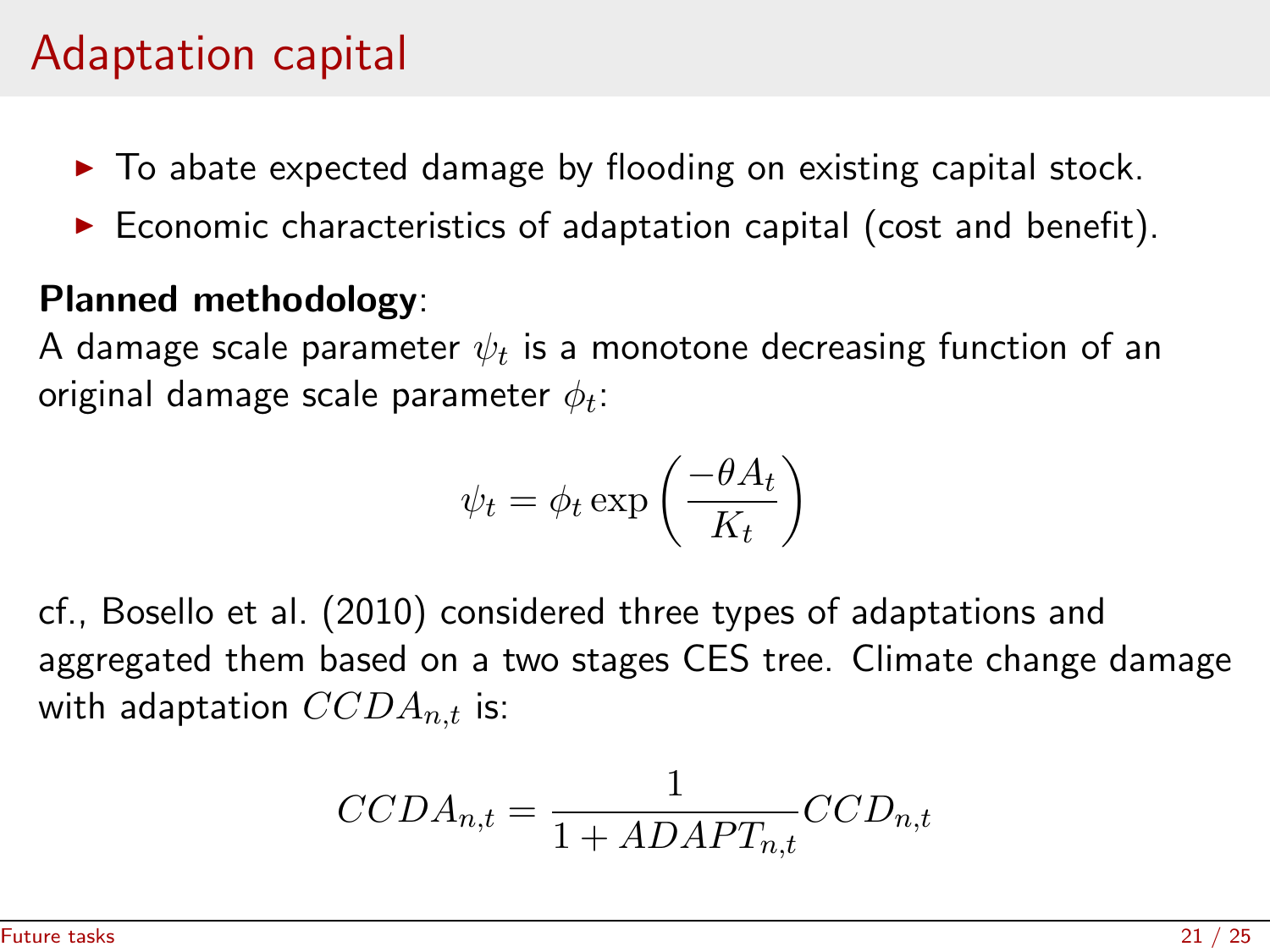# Adaptation capital

- To abate expected damage by flooding on existing capital stock.
- Economic characteristics of adaptation capital (cost and benefit).

**Planned methodology**:
A damage scale parameter $\psi_t$ is a monotone decreasing function of an original damage scale parameter $\phi_t$:

$$\psi_t = \phi_t \exp\left(\frac{-\theta A_t}{K_t}\right)$$

cf., Bosello et al. (2010) considered three types of adaptations and aggregated them based on a two stages CES tree. Climate change damage with adaptation $CCDA_{n,t}$ is:

$$CCDA_{n,t} = \frac{1}{1 + ADAPT_{n,t}} CCD_{n,t}$$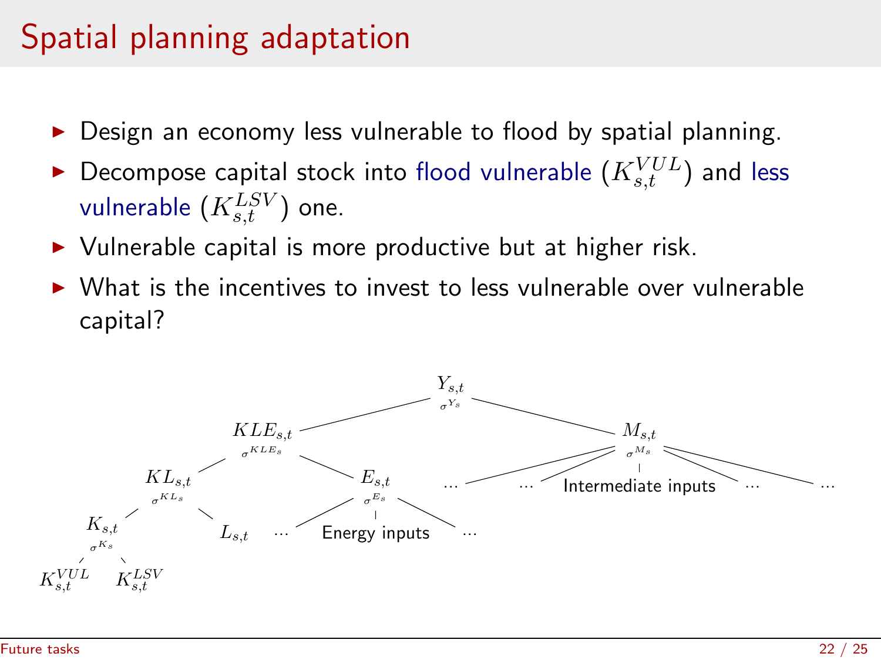# Spatial planning adaptation

- Design an economy less vulnerable to flood by spatial planning.
- Decompose capital stock into flood vulnerable ($K_{s,t}^{VUL}$) and less vulnerable ($K_{s,t}^{LSV}$) one.
- Vulnerable capital is more productive but at higher risk.
- What is the incentives to invest to less vulnerable over vulnerable capital?

$Y_{s,t}$ ($\sigma^{Y_s}$)
- $KLE_{s,t}$ ($\sigma^{KLE_s}$)
  - $KL_{s,t}$ ($\sigma^{KL_s}$)
    - $K_{s,t}$ ($\sigma^{K_s}$)
      - $K_{s,t}^{VUL}$
      - $K_{s,t}^{LSV}$
    - $L_{s,t}$
  - $E_{s,t}$ ($\sigma^{E_s}$)
    - ... Energy inputs ...
- $M_{s,t}$ ($\sigma^{M_s}$)
  - ... ... Intermediate inputs ... ...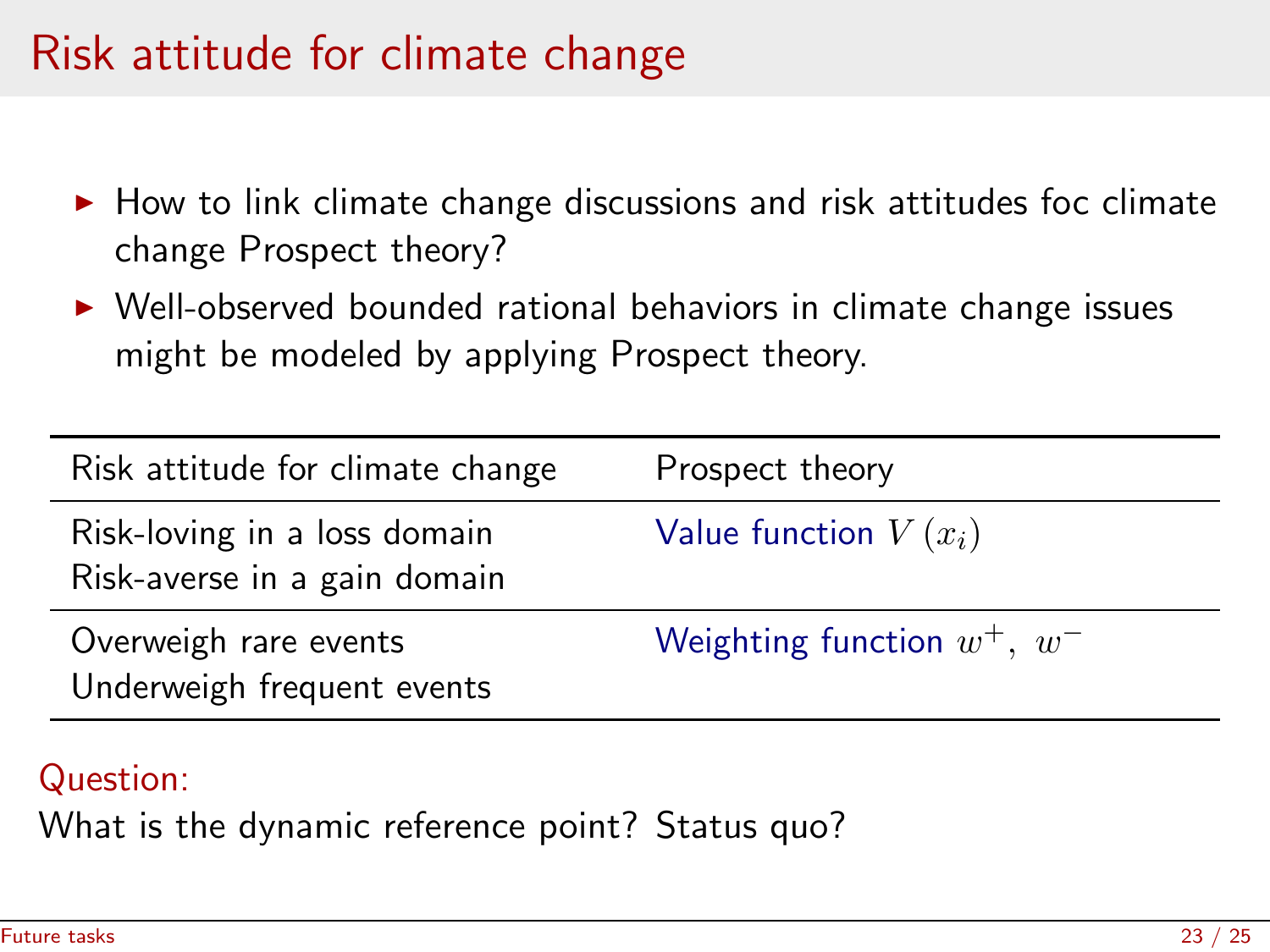# Risk attitude for climate change

- How to link climate change discussions and risk attitudes foc climate change Prospect theory?
- Well-observed bounded rational behaviors in climate change issues might be modeled by applying Prospect theory.

| Risk attitude for climate change | Prospect theory |
| --- | --- |
| Risk-loving in a loss domain<br>Risk-averse in a gain domain | Value function $V(x_i)$ |
| Overweigh rare events<br>Underweigh frequent events | Weighting function $w^+,\ w^-$ |

Question:

What is the dynamic reference point? Status quo?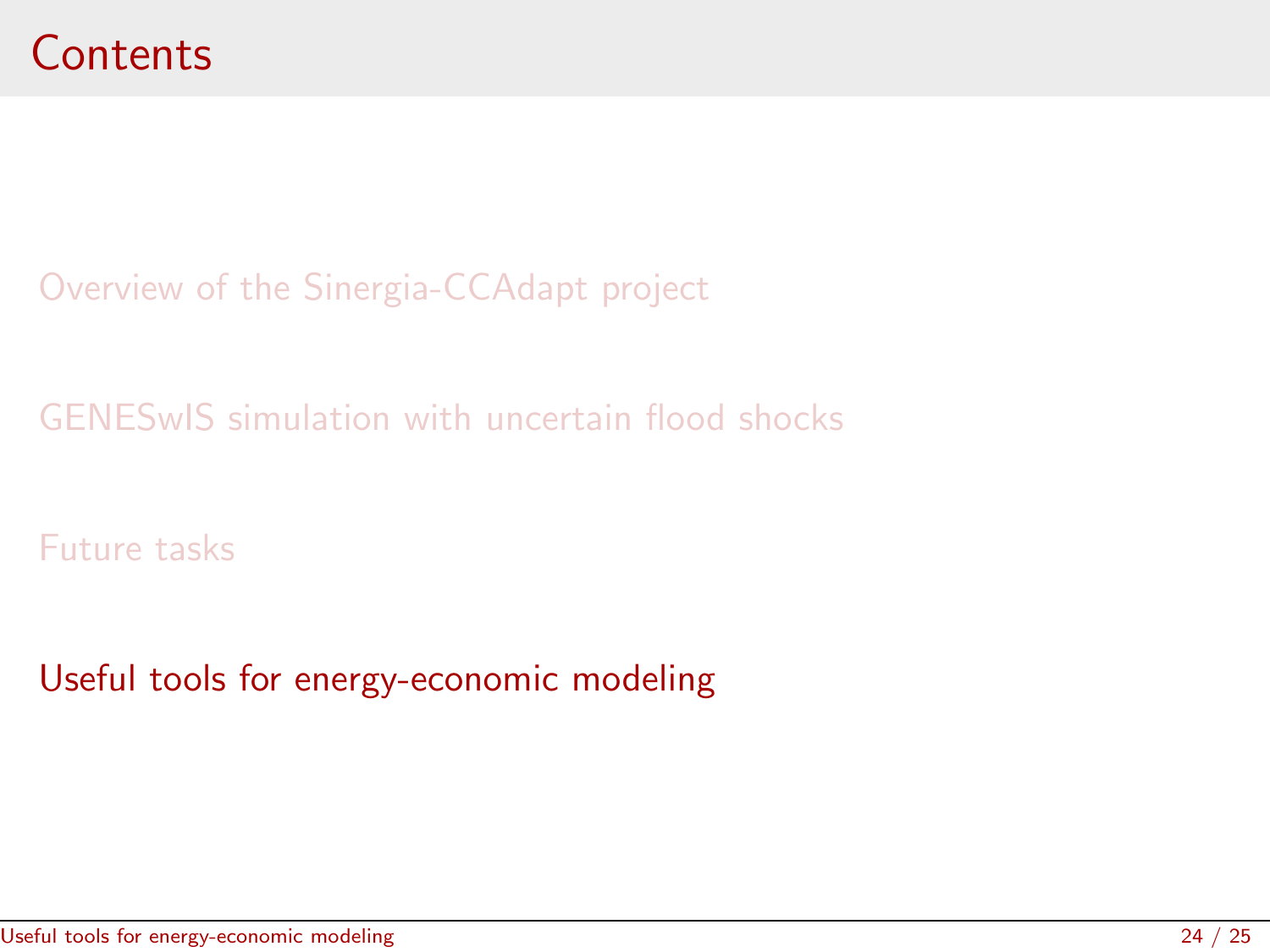# Contents

Overview of the Sinergia-CCAdapt project

GENESwIS simulation with uncertain flood shocks

Future tasks

Useful tools for energy-economic modeling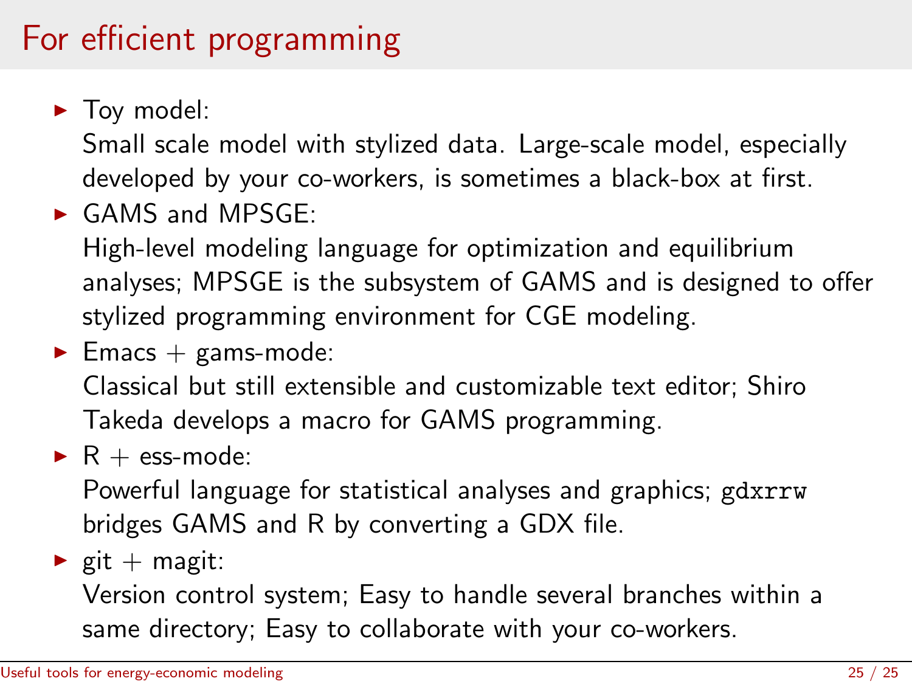# For efficient programming

- Toy model:
  Small scale model with stylized data. Large-scale model, especially developed by your co-workers, is sometimes a black-box at first.
- GAMS and MPSGE:
  High-level modeling language for optimization and equilibrium analyses; MPSGE is the subsystem of GAMS and is designed to offer stylized programming environment for CGE modeling.
- Emacs + gams-mode:
  Classical but still extensible and customizable text editor; Shiro Takeda develops a macro for GAMS programming.
- R + ess-mode:
  Powerful language for statistical analyses and graphics; `gdxrrw` bridges GAMS and R by converting a GDX file.
- git + magit:
  Version control system; Easy to handle several branches within a same directory; Easy to collaborate with your co-workers.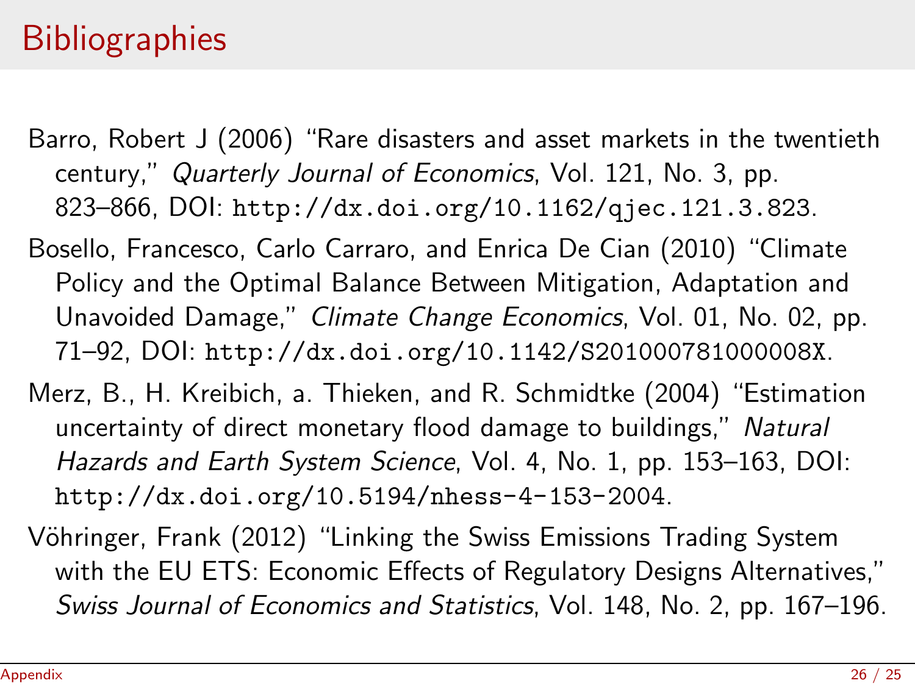# Bibliographies

Barro, Robert J (2006) "Rare disasters and asset markets in the twentieth century," *Quarterly Journal of Economics*, Vol. 121, No. 3, pp. 823–866, DOI: http://dx.doi.org/10.1162/qjec.121.3.823.

Bosello, Francesco, Carlo Carraro, and Enrica De Cian (2010) "Climate Policy and the Optimal Balance Between Mitigation, Adaptation and Unavoided Damage," *Climate Change Economics*, Vol. 01, No. 02, pp. 71–92, DOI: http://dx.doi.org/10.1142/S201000781000008X.

Merz, B., H. Kreibich, a. Thieken, and R. Schmidtke (2004) "Estimation uncertainty of direct monetary flood damage to buildings," *Natural Hazards and Earth System Science*, Vol. 4, No. 1, pp. 153–163, DOI: http://dx.doi.org/10.5194/nhess-4-153-2004.

Vöhringer, Frank (2012) "Linking the Swiss Emissions Trading System with the EU ETS: Economic Effects of Regulatory Designs Alternatives," *Swiss Journal of Economics and Statistics*, Vol. 148, No. 2, pp. 167–196.